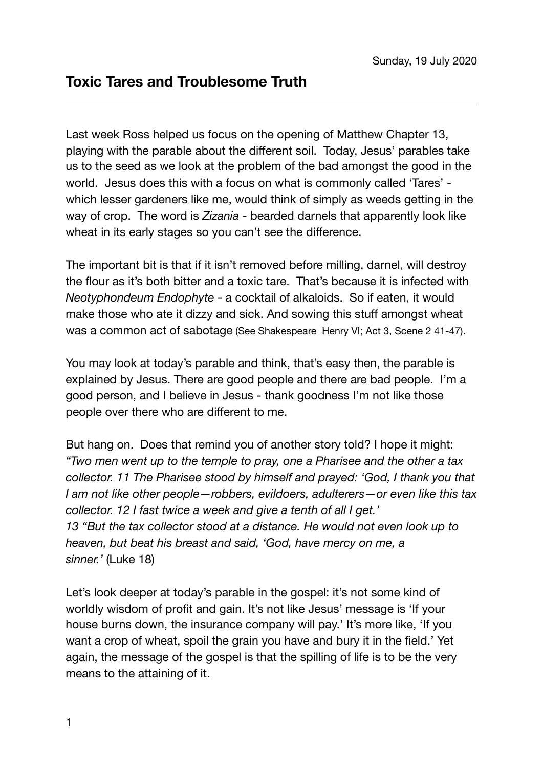Sunday, 19 July 2020

## Toxic Tares and Troublesome Truth

---

Last week Ross helped us focus on the opening of Matthew Chapter 13, playing with the parable about the different soil. Today, Jesus' parables take us to the seed as we look at the problem of the bad amongst the good in the world. Jesus does this with a focus on what is commonly called 'Tares' - which lesser gardeners like me, would think of simply as weeds getting in the way of crop. The word is *Zizania* - bearded darnels that apparently look like wheat in its early stages so you can't see the difference.

The important bit is that if it isn't removed before milling, darnel, will destroy the flour as it's both bitter and a toxic tare. That's because it is infected with *Neotyphondeum Endophyte* - a cocktail of alkaloids. So if eaten, it would make those who ate it dizzy and sick. And sowing this stuff amongst wheat was a common act of sabotage (See Shakespeare Henry VI; Act 3, Scene 2 41-47).

You may look at today's parable and think, that's easy then, the parable is explained by Jesus. There are good people and there are bad people. I'm a good person, and I believe in Jesus - thank goodness I'm not like those people over there who are different to me.

But hang on. Does that remind you of another story told? I hope it might: *"Two men went up to the temple to pray, one a Pharisee and the other a tax collector. 11 The Pharisee stood by himself and prayed: 'God, I thank you that I am not like other people—robbers, evildoers, adulterers—or even like this tax collector. 12 I fast twice a week and give a tenth of all I get.' 13 "But the tax collector stood at a distance. He would not even look up to heaven, but beat his breast and said, 'God, have mercy on me, a sinner.'* (Luke 18)

Let's look deeper at today's parable in the gospel: it's not some kind of worldly wisdom of profit and gain. It's not like Jesus' message is 'If your house burns down, the insurance company will pay.' It's more like, 'If you want a crop of wheat, spoil the grain you have and bury it in the field.' Yet again, the message of the gospel is that the spilling of life is to be the very means to the attaining of it.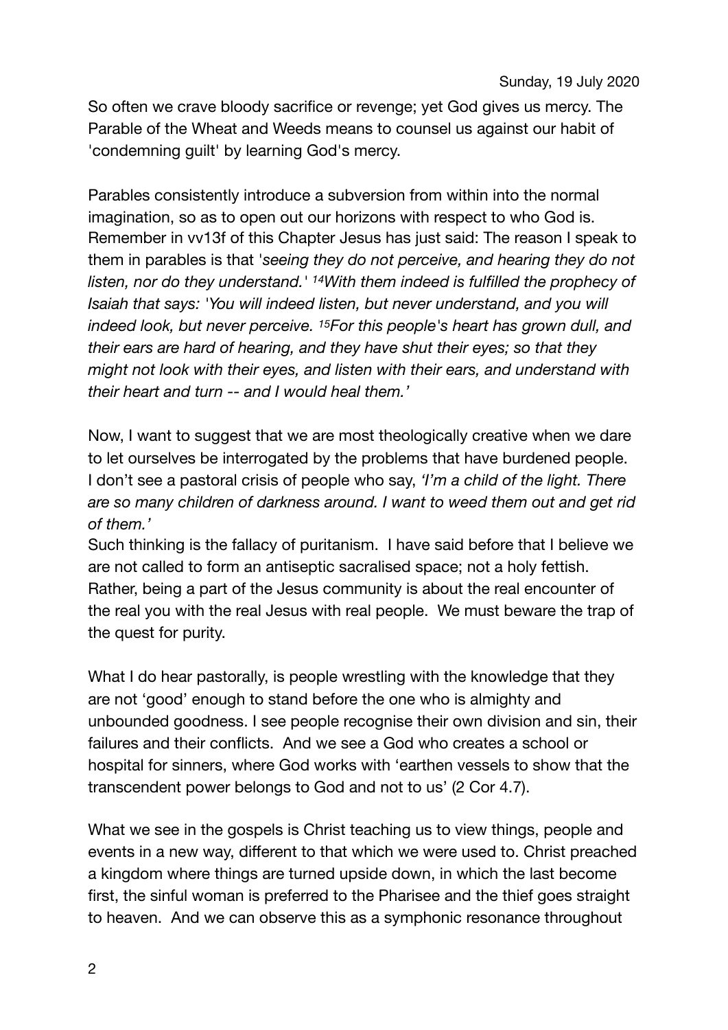Sunday, 19 July 2020

So often we crave bloody sacrifice or revenge; yet God gives us mercy. The Parable of the Wheat and Weeds means to counsel us against our habit of 'condemning guilt' by learning God's mercy.

Parables consistently introduce a subversion from within into the normal imagination, so as to open out our horizons with respect to who God is. Remember in vv13f of this Chapter Jesus has just said: The reason I speak to them in parables is that '*seeing they do not perceive, and hearing they do not listen, nor do they understand.' 14With them indeed is fulfilled the prophecy of Isaiah that says: 'You will indeed listen, but never understand, and you will indeed look, but never perceive. 15For this people's heart has grown dull, and their ears are hard of hearing, and they have shut their eyes; so that they might not look with their eyes, and listen with their ears, and understand with their heart and turn -- and I would heal them.'*

Now, I want to suggest that we are most theologically creative when we dare to let ourselves be interrogated by the problems that have burdened people. I don't see a pastoral crisis of people who say, *'I'm a child of the light. There are so many children of darkness around. I want to weed them out and get rid of them.'*

Such thinking is the fallacy of puritanism. I have said before that I believe we are not called to form an antiseptic sacralised space; not a holy fettish. Rather, being a part of the Jesus community is about the real encounter of the real you with the real Jesus with real people. We must beware the trap of the quest for purity.

What I do hear pastorally, is people wrestling with the knowledge that they are not 'good' enough to stand before the one who is almighty and unbounded goodness. I see people recognise their own division and sin, their failures and their conflicts. And we see a God who creates a school or hospital for sinners, where God works with 'earthen vessels to show that the transcendent power belongs to God and not to us' (2 Cor 4.7).

What we see in the gospels is Christ teaching us to view things, people and events in a new way, different to that which we were used to. Christ preached a kingdom where things are turned upside down, in which the last become first, the sinful woman is preferred to the Pharisee and the thief goes straight to heaven. And we can observe this as a symphonic resonance throughout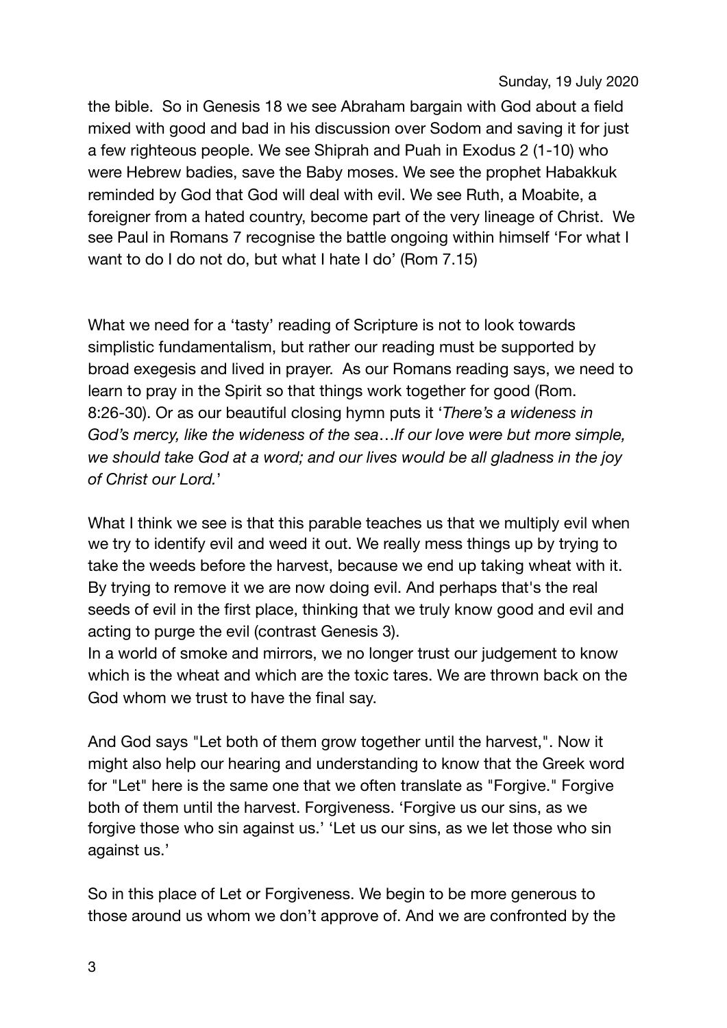the bible. So in Genesis 18 we see Abraham bargain with God about a field mixed with good and bad in his discussion over Sodom and saving it for just a few righteous people. We see Shiprah and Puah in Exodus 2 (1-10) who were Hebrew badies, save the Baby moses. We see the prophet Habakkuk reminded by God that God will deal with evil. We see Ruth, a Moabite, a foreigner from a hated country, become part of the very lineage of Christ. We see Paul in Romans 7 recognise the battle ongoing within himself 'For what I want to do I do not do, but what I hate I do' (Rom 7.15)

What we need for a 'tasty' reading of Scripture is not to look towards simplistic fundamentalism, but rather our reading must be supported by broad exegesis and lived in prayer. As our Romans reading says, we need to learn to pray in the Spirit so that things work together for good (Rom. 8:26-30). Or as our beautiful closing hymn puts it '*There's a wideness in God's mercy, like the wideness of the sea…If our love were but more simple, we should take God at a word; and our lives would be all gladness in the joy of Christ our Lord.*'

What I think we see is that this parable teaches us that we multiply evil when we try to identify evil and weed it out. We really mess things up by trying to take the weeds before the harvest, because we end up taking wheat with it. By trying to remove it we are now doing evil. And perhaps that's the real seeds of evil in the first place, thinking that we truly know good and evil and acting to purge the evil (contrast Genesis 3).
In a world of smoke and mirrors, we no longer trust our judgement to know which is the wheat and which are the toxic tares. We are thrown back on the God whom we trust to have the final say.

And God says "Let both of them grow together until the harvest,". Now it might also help our hearing and understanding to know that the Greek word for "Let" here is the same one that we often translate as "Forgive." Forgive both of them until the harvest. Forgiveness. 'Forgive us our sins, as we forgive those who sin against us.' 'Let us our sins, as we let those who sin against us.'

So in this place of Let or Forgiveness. We begin to be more generous to those around us whom we don't approve of. And we are confronted by the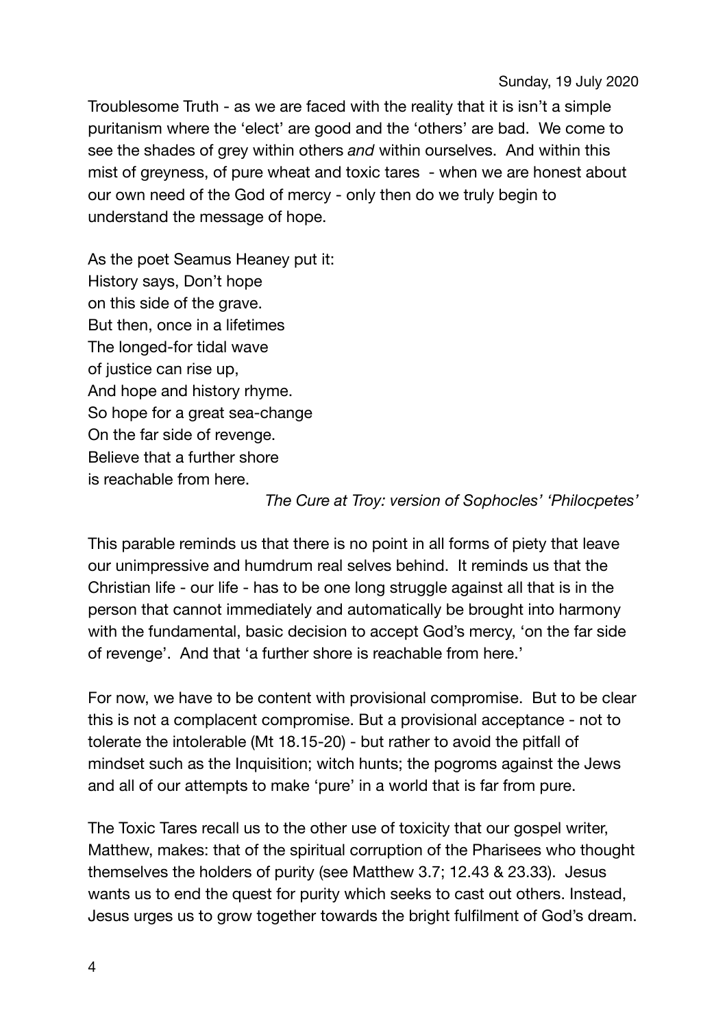Sunday, 19 July 2020

Troublesome Truth - as we are faced with the reality that it is isn't a simple puritanism where the 'elect' are good and the 'others' are bad. We come to see the shades of grey within others *and* within ourselves. And within this mist of greyness, of pure wheat and toxic tares - when we are honest about our own need of the God of mercy - only then do we truly begin to understand the message of hope.

As the poet Seamus Heaney put it:
History says, Don't hope
on this side of the grave.
But then, once in a lifetimes
The longed-for tidal wave
of justice can rise up,
And hope and history rhyme.
So hope for a great sea-change
On the far side of revenge.
Believe that a further shore
is reachable from here.

*The Cure at Troy: version of Sophocles' 'Philocpetes'*

This parable reminds us that there is no point in all forms of piety that leave our unimpressive and humdrum real selves behind. It reminds us that the Christian life - our life - has to be one long struggle against all that is in the person that cannot immediately and automatically be brought into harmony with the fundamental, basic decision to accept God's mercy, 'on the far side of revenge'. And that 'a further shore is reachable from here.'

For now, we have to be content with provisional compromise. But to be clear this is not a complacent compromise. But a provisional acceptance - not to tolerate the intolerable (Mt 18.15-20) - but rather to avoid the pitfall of mindset such as the Inquisition; witch hunts; the pogroms against the Jews and all of our attempts to make 'pure' in a world that is far from pure.

The Toxic Tares recall us to the other use of toxicity that our gospel writer, Matthew, makes: that of the spiritual corruption of the Pharisees who thought themselves the holders of purity (see Matthew 3.7; 12.43 & 23.33). Jesus wants us to end the quest for purity which seeks to cast out others. Instead, Jesus urges us to grow together towards the bright fulfilment of God's dream.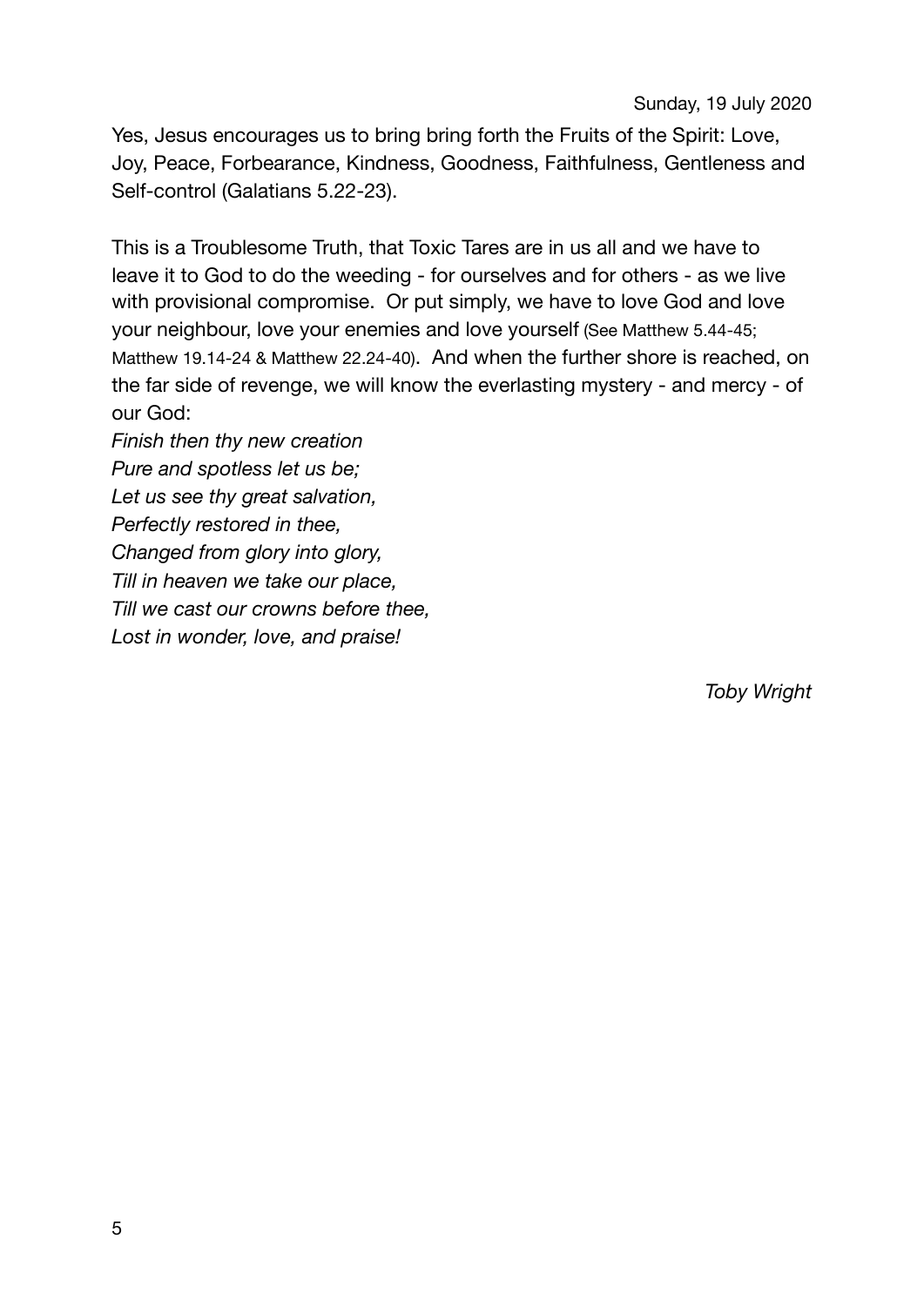Sunday, 19 July 2020

Yes, Jesus encourages us to bring bring forth the Fruits of the Spirit: Love, Joy, Peace, Forbearance, Kindness, Goodness, Faithfulness, Gentleness and Self-control (Galatians 5.22-23).

This is a Troublesome Truth, that Toxic Tares are in us all and we have to leave it to God to do the weeding - for ourselves and for others - as we live with provisional compromise. Or put simply, we have to love God and love your neighbour, love your enemies and love yourself (See Matthew 5.44-45; Matthew 19.14-24 & Matthew 22.24-40). And when the further shore is reached, on the far side of revenge, we will know the everlasting mystery - and mercy - of our God:

*Finish then thy new creation*
*Pure and spotless let us be;*
*Let us see thy great salvation,*
*Perfectly restored in thee,*
*Changed from glory into glory,*
*Till in heaven we take our place,*
*Till we cast our crowns before thee,*
*Lost in wonder, love, and praise!*

*Toby Wright*